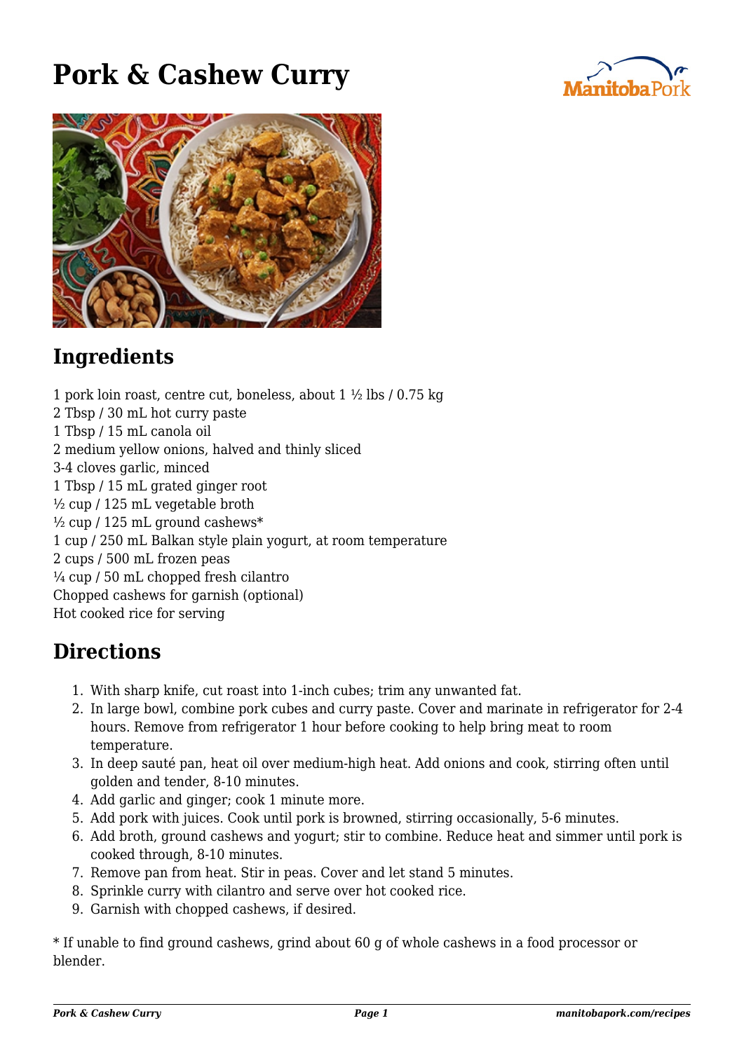# Pork & Cashew Curry

## Ingredients

1 pork loin roast, centre cut, boneless, about 1 ½ lbs / 0.75 kg
2 Tbsp / 30 mL hot curry paste
1 Tbsp / 15 mL canola oil
2 medium yellow onions, halved and thinly sliced
3-4 cloves garlic, minced
1 Tbsp / 15 mL grated ginger root
½ cup / 125 mL vegetable broth
½ cup / 125 mL ground cashews*
1 cup / 250 mL Balkan style plain yogurt, at room temperature
2 cups / 500 mL frozen peas
¼ cup / 50 mL chopped fresh cilantro
Chopped cashews for garnish (optional)
Hot cooked rice for serving

## Directions

1. With sharp knife, cut roast into 1-inch cubes; trim any unwanted fat.
2. In large bowl, combine pork cubes and curry paste. Cover and marinate in refrigerator for 2-4 hours. Remove from refrigerator 1 hour before cooking to help bring meat to room temperature.
3. In deep sauté pan, heat oil over medium-high heat. Add onions and cook, stirring often until golden and tender, 8-10 minutes.
4. Add garlic and ginger; cook 1 minute more.
5. Add pork with juices. Cook until pork is browned, stirring occasionally, 5-6 minutes.
6. Add broth, ground cashews and yogurt; stir to combine. Reduce heat and simmer until pork is cooked through, 8-10 minutes.
7. Remove pan from heat. Stir in peas. Cover and let stand 5 minutes.
8. Sprinkle curry with cilantro and serve over hot cooked rice.
9. Garnish with chopped cashews, if desired.

* If unable to find ground cashews, grind about 60 g of whole cashews in a food processor or blender.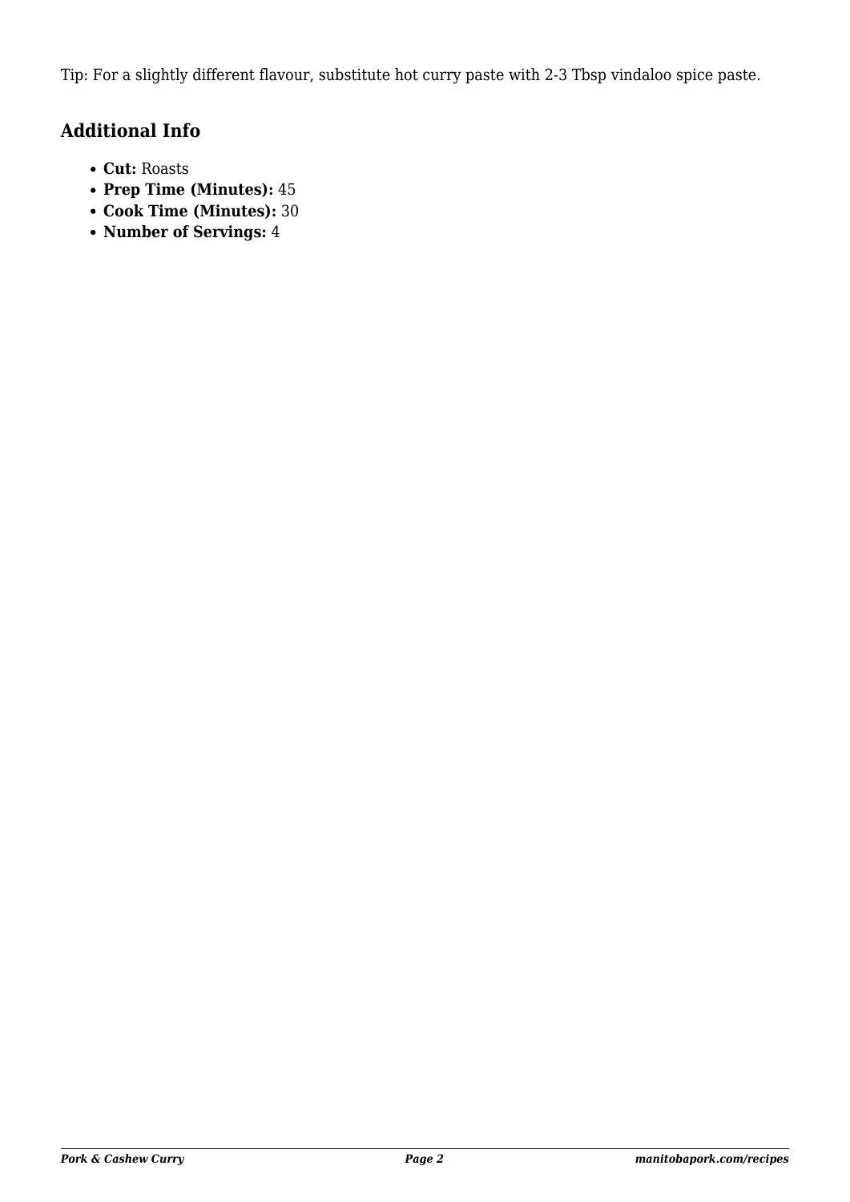Tip: For a slightly different flavour, substitute hot curry paste with 2-3 Tbsp vindaloo spice paste.

## Additional Info

- **Cut:** Roasts
- **Prep Time (Minutes):** 45
- **Cook Time (Minutes):** 30
- **Number of Servings:** 4